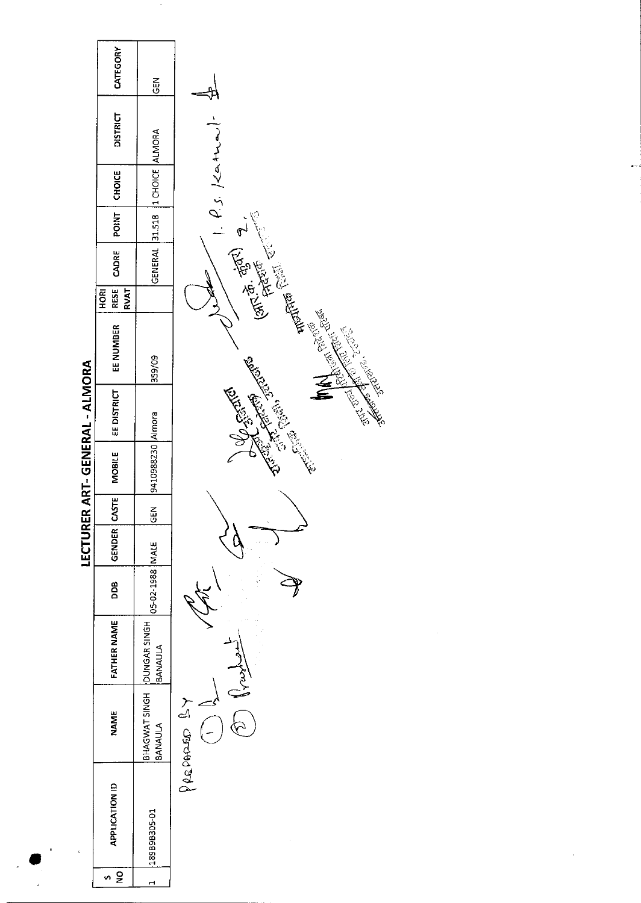# LECTURER ART- GENERAL - ALMORA

| S NO | APPLICATION ID | NAME | FATHER NAME | DOB | GENDER | CASTE | MOBILE | EE DISTRICT | EE NUMBER | HORI RESE RVAT | CADRE | POINT | CHOICE | DISTRICT | CATEGORY |
|---|---|---|---|---|---|---|---|---|---|---|---|---|---|---|---|
| 1 | 189898305-01 | BHAGWAT SINGH BANAULA | DUNGAR SINGH BANAULA | 05-02-1988 | MALE | GEN | 9410988230 | Almora | 359/09 | | GENERAL | 31.518 | 1 CHOICE | ALMORA | GEN |

PREPARED BY

1.

2.

1. P.S. Katwal

2. (आर. के. कुंवर) निदेशक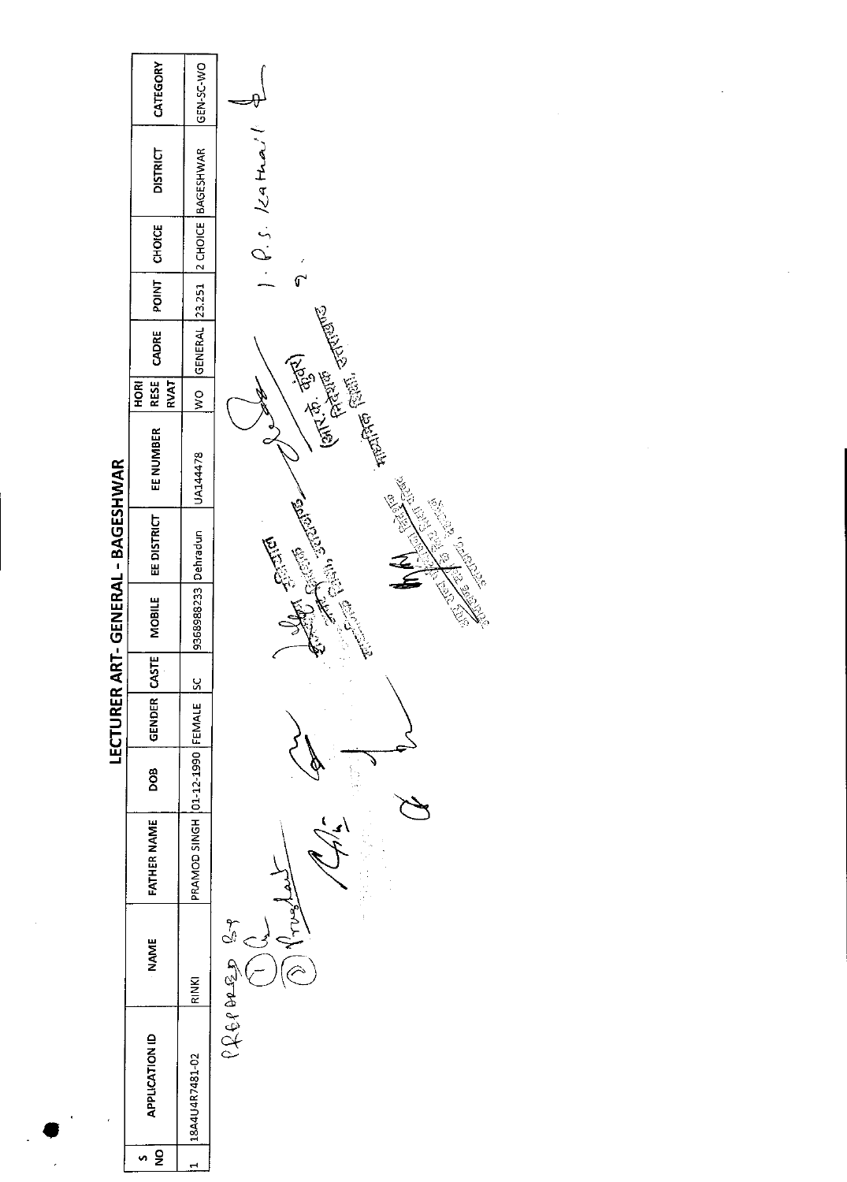# LECTURER ART- GENERAL - BAGESHWAR

| S NO | APPLICATION ID | NAME | FATHER NAME | DOB | GENDER | CASTE | MOBILE | EE DISTRICT | EE NUMBER | HORI RESE RVAT | CADRE | POINT | CHOICE | DISTRICT | CATEGORY |
|---|---|---|---|---|---|---|---|---|---|---|---|---|---|---|---|
| 1 | 18A4U4R7481-02 | RINKI | PRAMOD SINGH | 01-12-1990 | FEMALE | SC | 9368988233 | Dehradun | UA144478 | WO | GENERAL | 23.251 | 2 CHOICE | BAGESHWAR | GEN-SC-WO |

1. P.S. Kathail

2.

(आर. के. कुंवर) निदेशक माध्यमिक शिक्षा, उत्तराखण्ड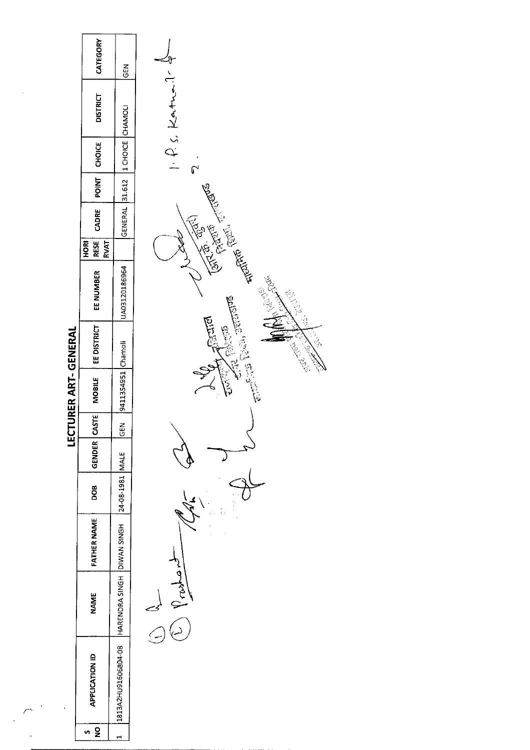# LECTURER ART- GENERAL

| S NO | APPLICATION ID | NAME | FATHER NAME | DOB | GENDER | CASTE | MOBILE | EE DISTRICT | EE NUMBER | HORI RESE RVAT | CADRE | POINT | CHOICE | DISTRICT | CATEGORY |
|---|---|---|---|---|---|---|---|---|---|---|---|---|---|---|---|
| 1 | 1813A2HU91606804-08 | HARENDRA SINGH | DIWAN SINGH | 24-08-1981 | MALE | GEN | 9411354951 | Chamoli | UA03120186964 | | GENERAL | 31.612 | 1 CHOICE | CHAMOLI | GEN |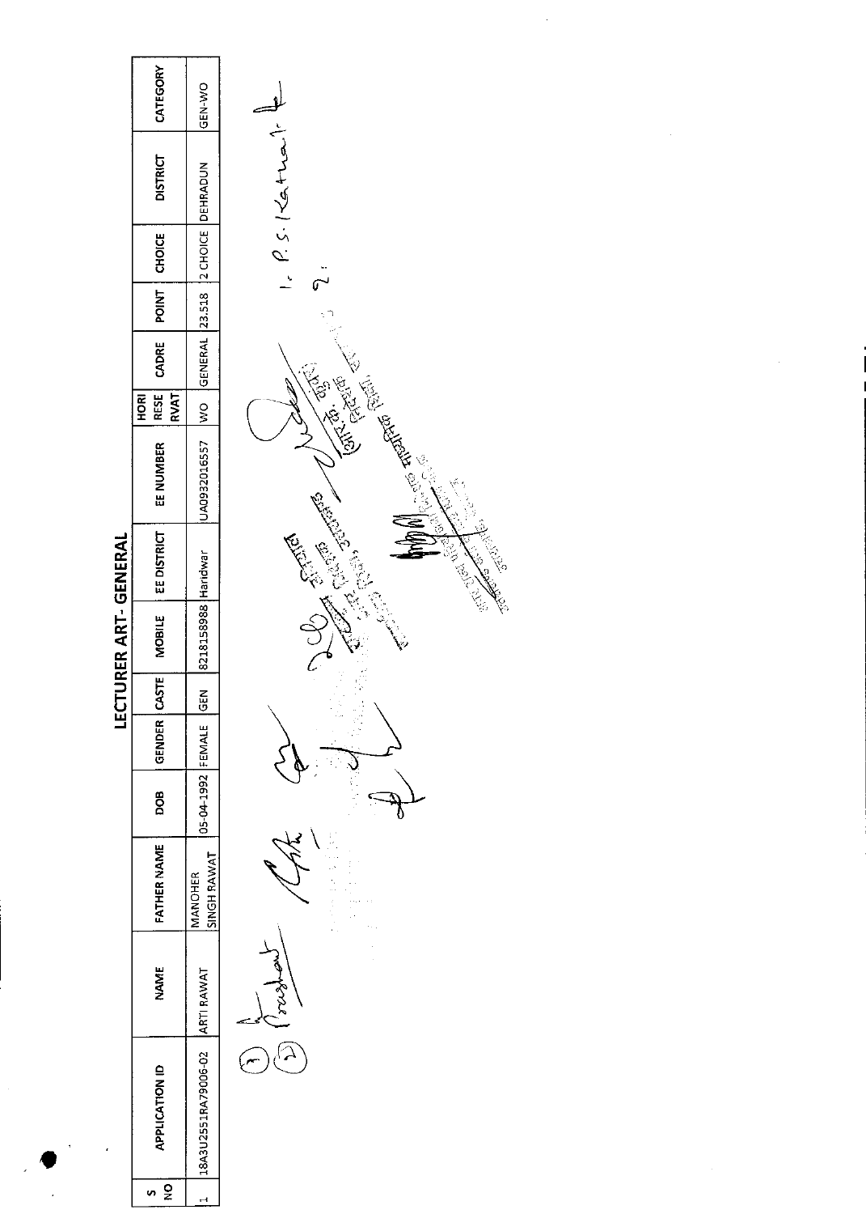# LECTURER ART- GENERAL

| S NO | APPLICATION ID | NAME | FATHER NAME | DOB | GENDER | CASTE | MOBILE | EE DISTRICT | EE NUMBER | HORI RESE RVAT | CADRE | POINT | CHOICE | DISTRICT | CATEGORY |
|---|---|---|---|---|---|---|---|---|---|---|---|---|---|---|---|
| 1 | 18A3U2551RA79006-02 | ARTI RAWAT | MANOHER SINGH RAWAT | 05-04-1992 | FEMALE | GEN | 8218158988 | Haridwar | UA0932016557 | WO | GENERAL | 23.518 | 2 CHOICE | DEHRADUN | GEN-WO |

1. P. S. Kathait
2.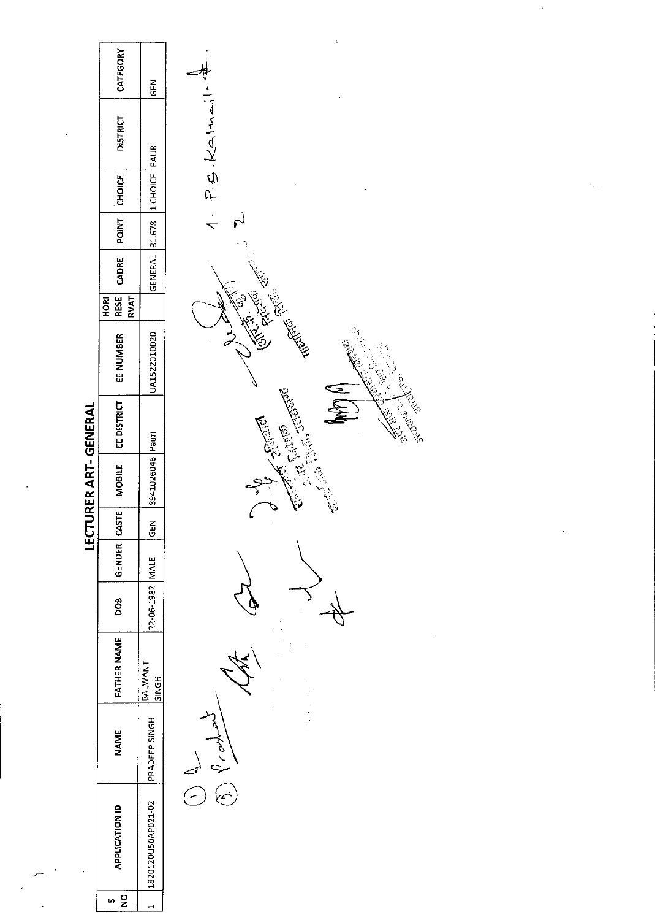# LECTURER ART- GENERAL

| S NO | APPLICATION ID | NAME | FATHER NAME | DOB | GENDER | CASTE | MOBILE | EE DISTRICT | EE NUMBER | HORI RESE RVAT | CADRE | POINT | CHOICE | DISTRICT | CATEGORY |
|---|---|---|---|---|---|---|---|---|---|---|---|---|---|---|---|
| 1 | 1820120U50AP021-02 | PRADEEP SINGH | BALWANT SINGH | 22-06-1982 | MALE | GEN | 8941026046 | Pauri | UA1522010020 | | GENERAL | 31.678 | 1 CHOICE | PAURI | GEN |

1. P.S. Kathait
2.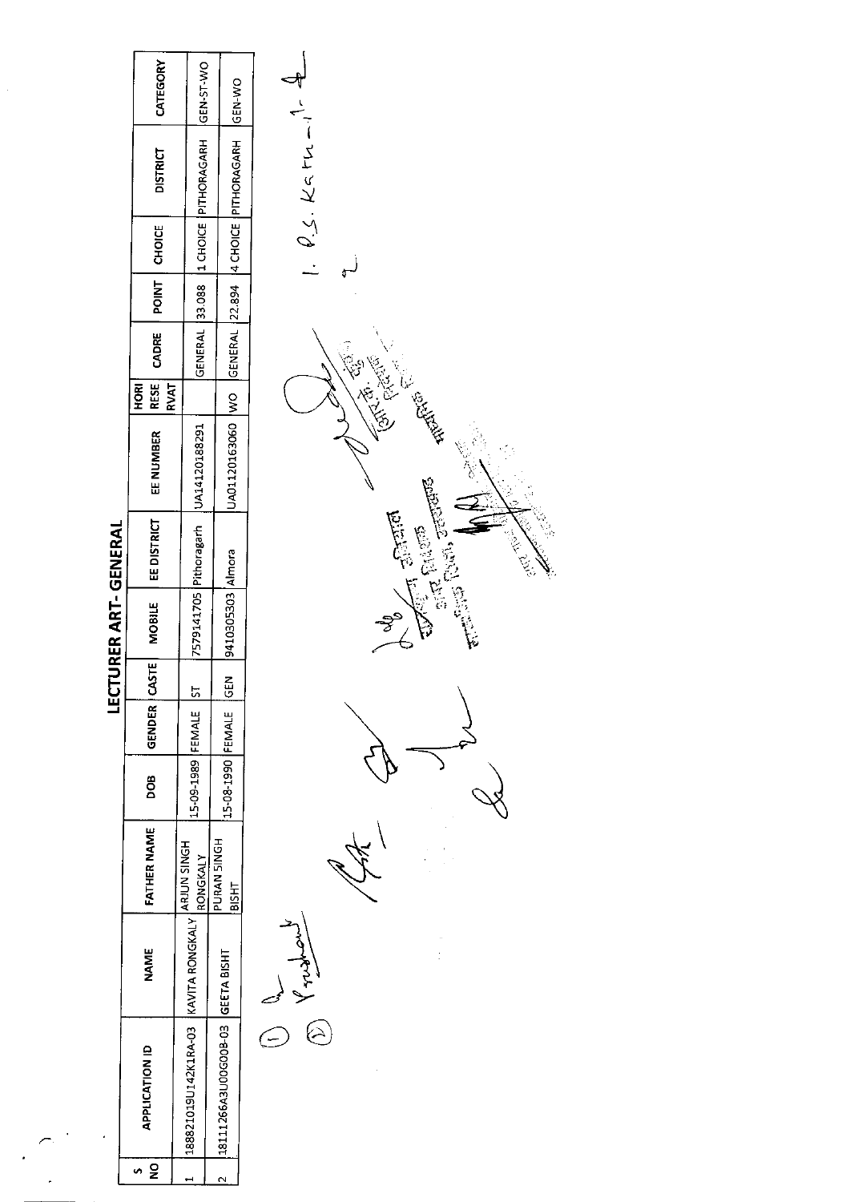# LECTURER ART- GENERAL

| S NO | APPLICATION ID | NAME | FATHER NAME | DOB | GENDER | CASTE | MOBILE | EE DISTRICT | EE NUMBER | HORI RESE RVAT | CADRE | POINT | CHOICE | DISTRICT | CATEGORY |
|---|---|---|---|---|---|---|---|---|---|---|---|---|---|---|---|
| 1 | 18882019U142K1RA-03 | KAVITA RONGKALY | ARJUN SINGH RONGKALY | 15-09-1989 | FEMALE | ST | 7579141705 | Pithoragarh | UA14120188291 | | GENERAL | 33.088 | 1 CHOICE | PITHORAGARH | GEN-ST-WO |
| 2 | 18111266A3U00G00B-03 | GEETA BISHT | PURAN SINGH BISHT | 15-08-1990 | FEMALE | GEN | 9410305303 | Almora | UA01120163060 | WO | GENERAL | 22.894 | 4 CHOICE | PITHORAGARH | GEN-WO |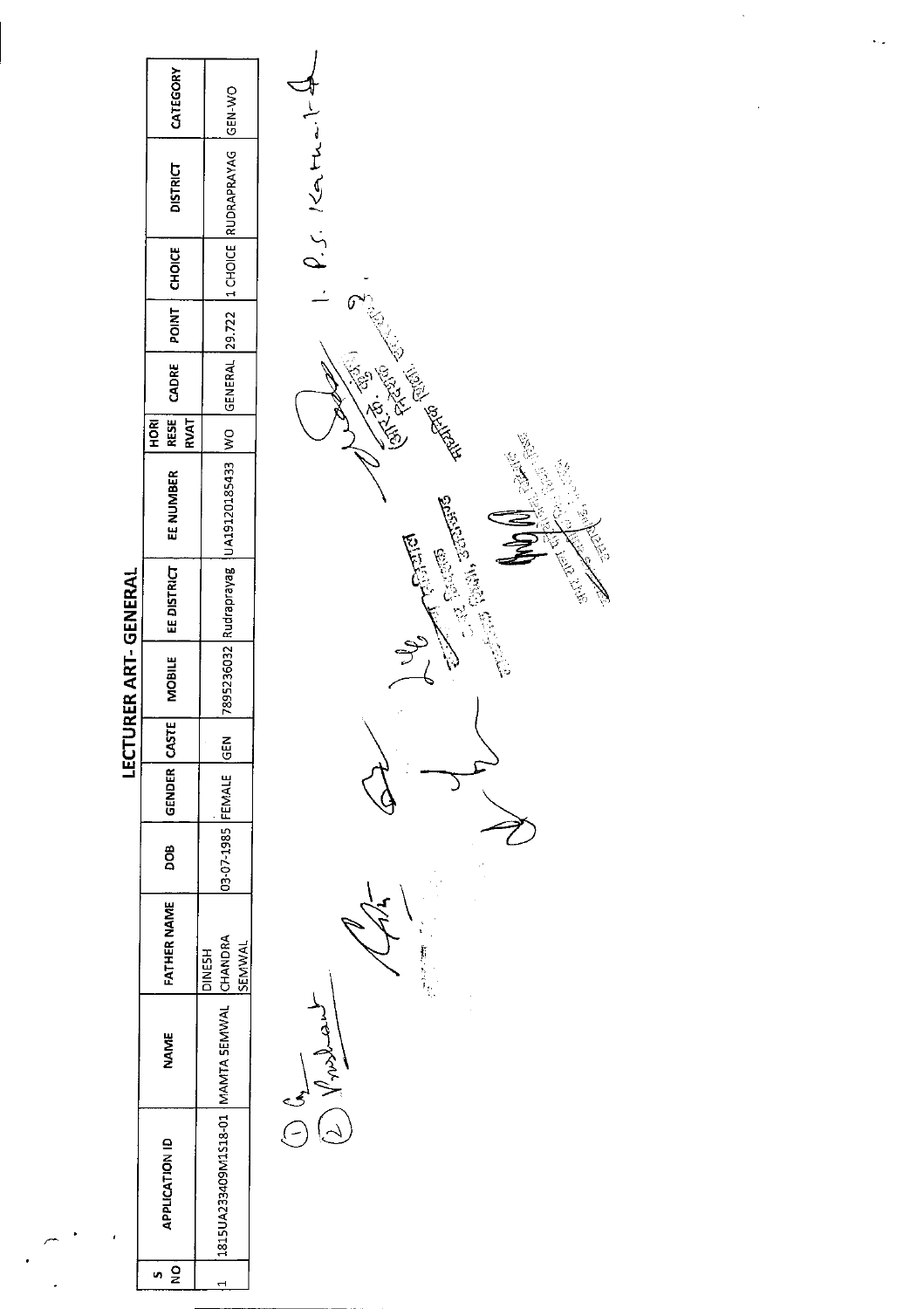## LECTURER ART- GENERAL

| S NO | APPLICATION ID | NAME | FATHER NAME | DOB | GENDER | CASTE | MOBILE | EE DISTRICT | EE NUMBER | HORI RESE RVAT | CADRE | POINT | CHOICE | DISTRICT | CATEGORY |
|---|---|---|---|---|---|---|---|---|---|---|---|---|---|---|---|
| 1 | 1815UA233409M1S18-01 | MAMTA SEMWAL | DINESH CHANDRA SEMWAL | 03-07-1985 | FEMALE | GEN | 7895236032 | Rudraprayag | UA19120185433 | WO | GENERAL | 29.722 | 1 CHOICE | RUDRAPRAYAG | GEN-WO |

1. P.S. Kathait

2.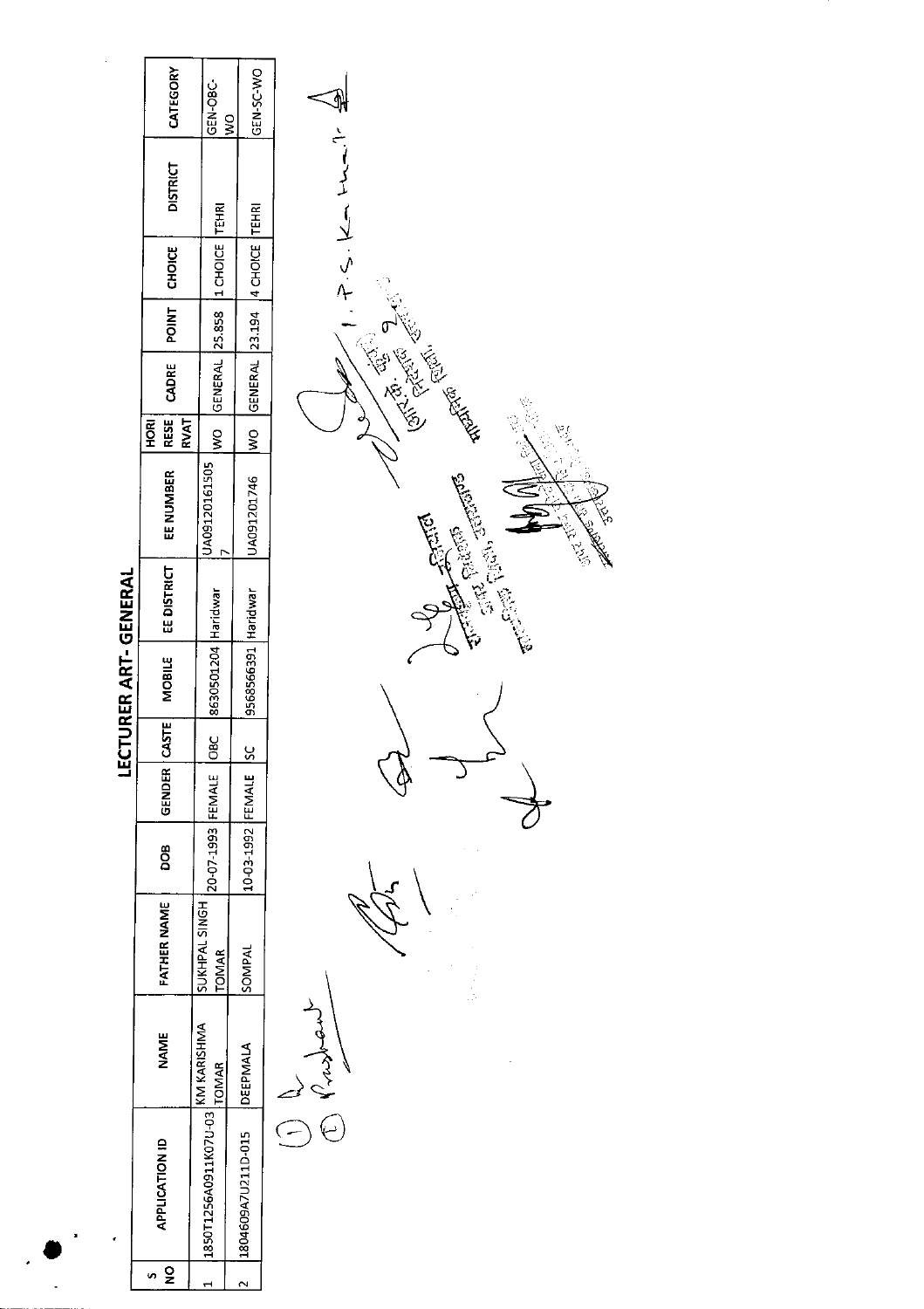# LECTURER ART- GENERAL

| S NO | APPLICATION ID | NAME | FATHER NAME | DOB | GENDER | CASTE | MOBILE | EE DISTRICT | EE NUMBER | HORI RESE RVAT | CADRE | POINT | CHOICE | DISTRICT | CATEGORY |
|---|---|---|---|---|---|---|---|---|---|---|---|---|---|---|---|
| 1 | 1850T1256A0911K07U-03 | KM KARISHMA TOMAR | SUKHPAL SINGH TOMAR | 20-07-1993 | FEMALE | OBC | 8630501204 | Haridwar | UA09120161505 7 | WO | GENERAL | 25.858 | 1 CHOICE | TEHRI | GEN-OBC-WO |
| 2 | 1804609A7U211D-015 | DEEPMALA | SOMPAL | 10-03-1992 | FEMALE | SC | 9568566391 | Haridwar | UA091201746 | WO | GENERAL | 23.194 | 4 CHOICE | TEHRI | GEN-SC-WO |